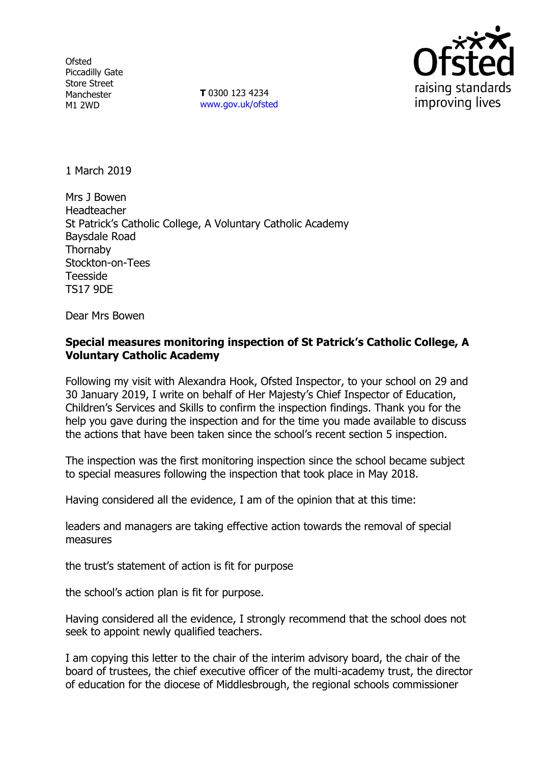Ofsted
Piccadilly Gate
Store Street
Manchester
M1 2WD

**T** 0300 123 4234
www.gov.uk/ofsted

raising standards
improving lives

1 March 2019

Mrs J Bowen
Headteacher
St Patrick's Catholic College, A Voluntary Catholic Academy
Baysdale Road
Thornaby
Stockton-on-Tees
Teesside
TS17 9DE

Dear Mrs Bowen

**Special measures monitoring inspection of St Patrick's Catholic College, A Voluntary Catholic Academy**

Following my visit with Alexandra Hook, Ofsted Inspector, to your school on 29 and 30 January 2019, I write on behalf of Her Majesty's Chief Inspector of Education, Children's Services and Skills to confirm the inspection findings. Thank you for the help you gave during the inspection and for the time you made available to discuss the actions that have been taken since the school's recent section 5 inspection.

The inspection was the first monitoring inspection since the school became subject to special measures following the inspection that took place in May 2018.

Having considered all the evidence, I am of the opinion that at this time:

leaders and managers are taking effective action towards the removal of special measures

the trust's statement of action is fit for purpose

the school's action plan is fit for purpose.

Having considered all the evidence, I strongly recommend that the school does not seek to appoint newly qualified teachers.

I am copying this letter to the chair of the interim advisory board, the chair of the board of trustees, the chief executive officer of the multi-academy trust, the director of education for the diocese of Middlesbrough, the regional schools commissioner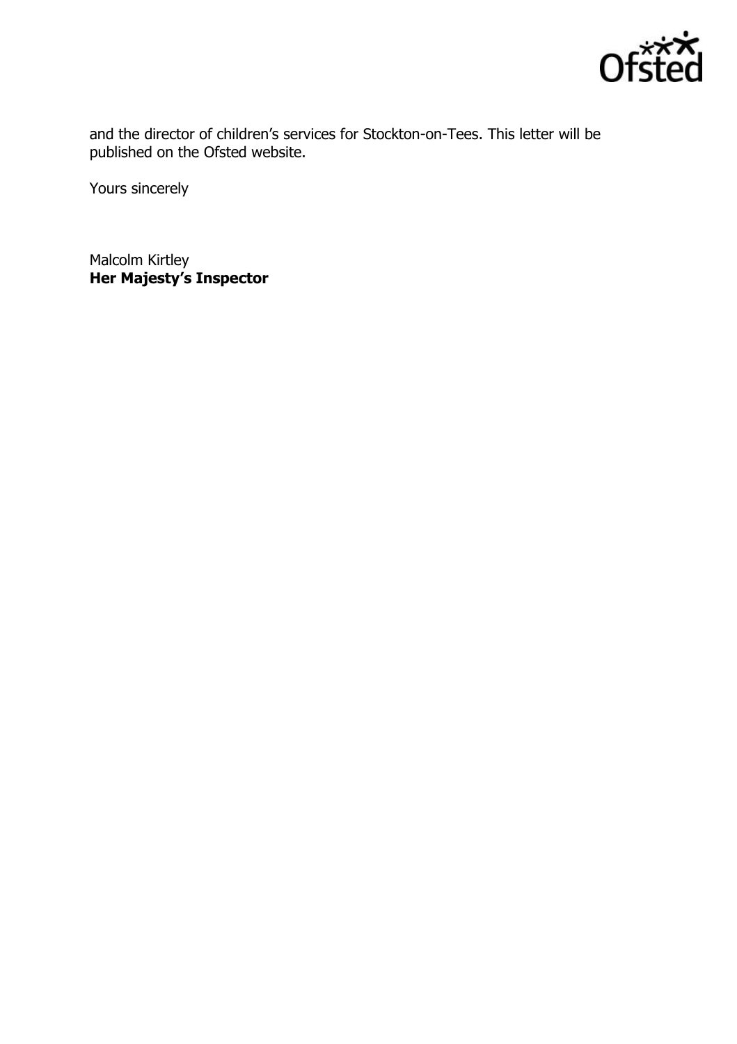and the director of children's services for Stockton-on-Tees. This letter will be published on the Ofsted website.

Yours sincerely

Malcolm Kirtley
**Her Majesty's Inspector**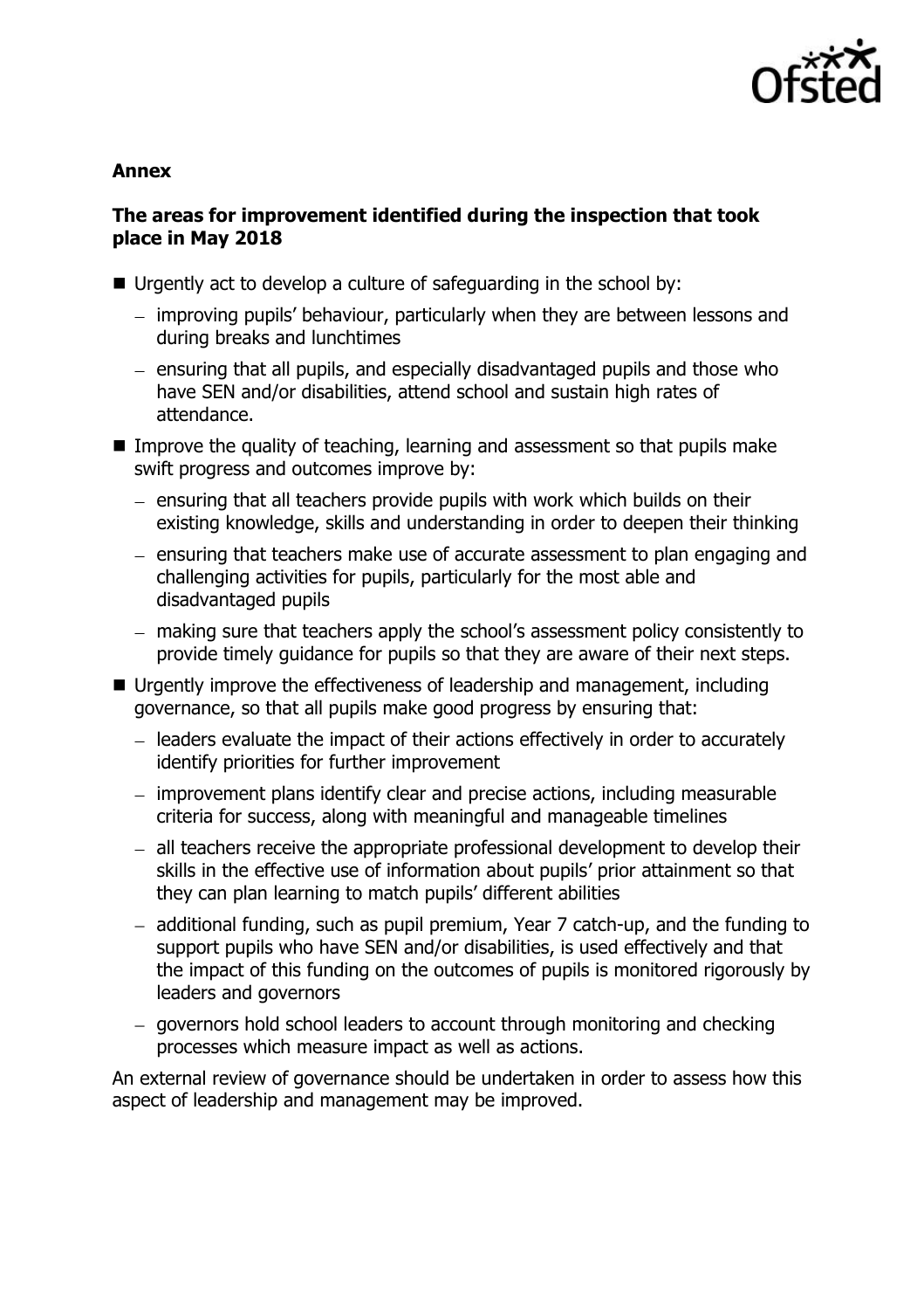## Annex

### The areas for improvement identified during the inspection that took place in May 2018

- Urgently act to develop a culture of safeguarding in the school by:
  - improving pupils' behaviour, particularly when they are between lessons and during breaks and lunchtimes
  - ensuring that all pupils, and especially disadvantaged pupils and those who have SEN and/or disabilities, attend school and sustain high rates of attendance.
- Improve the quality of teaching, learning and assessment so that pupils make swift progress and outcomes improve by:
  - ensuring that all teachers provide pupils with work which builds on their existing knowledge, skills and understanding in order to deepen their thinking
  - ensuring that teachers make use of accurate assessment to plan engaging and challenging activities for pupils, particularly for the most able and disadvantaged pupils
  - making sure that teachers apply the school's assessment policy consistently to provide timely guidance for pupils so that they are aware of their next steps.
- Urgently improve the effectiveness of leadership and management, including governance, so that all pupils make good progress by ensuring that:
  - leaders evaluate the impact of their actions effectively in order to accurately identify priorities for further improvement
  - improvement plans identify clear and precise actions, including measurable criteria for success, along with meaningful and manageable timelines
  - all teachers receive the appropriate professional development to develop their skills in the effective use of information about pupils' prior attainment so that they can plan learning to match pupils' different abilities
  - additional funding, such as pupil premium, Year 7 catch-up, and the funding to support pupils who have SEN and/or disabilities, is used effectively and that the impact of this funding on the outcomes of pupils is monitored rigorously by leaders and governors
  - governors hold school leaders to account through monitoring and checking processes which measure impact as well as actions.

An external review of governance should be undertaken in order to assess how this aspect of leadership and management may be improved.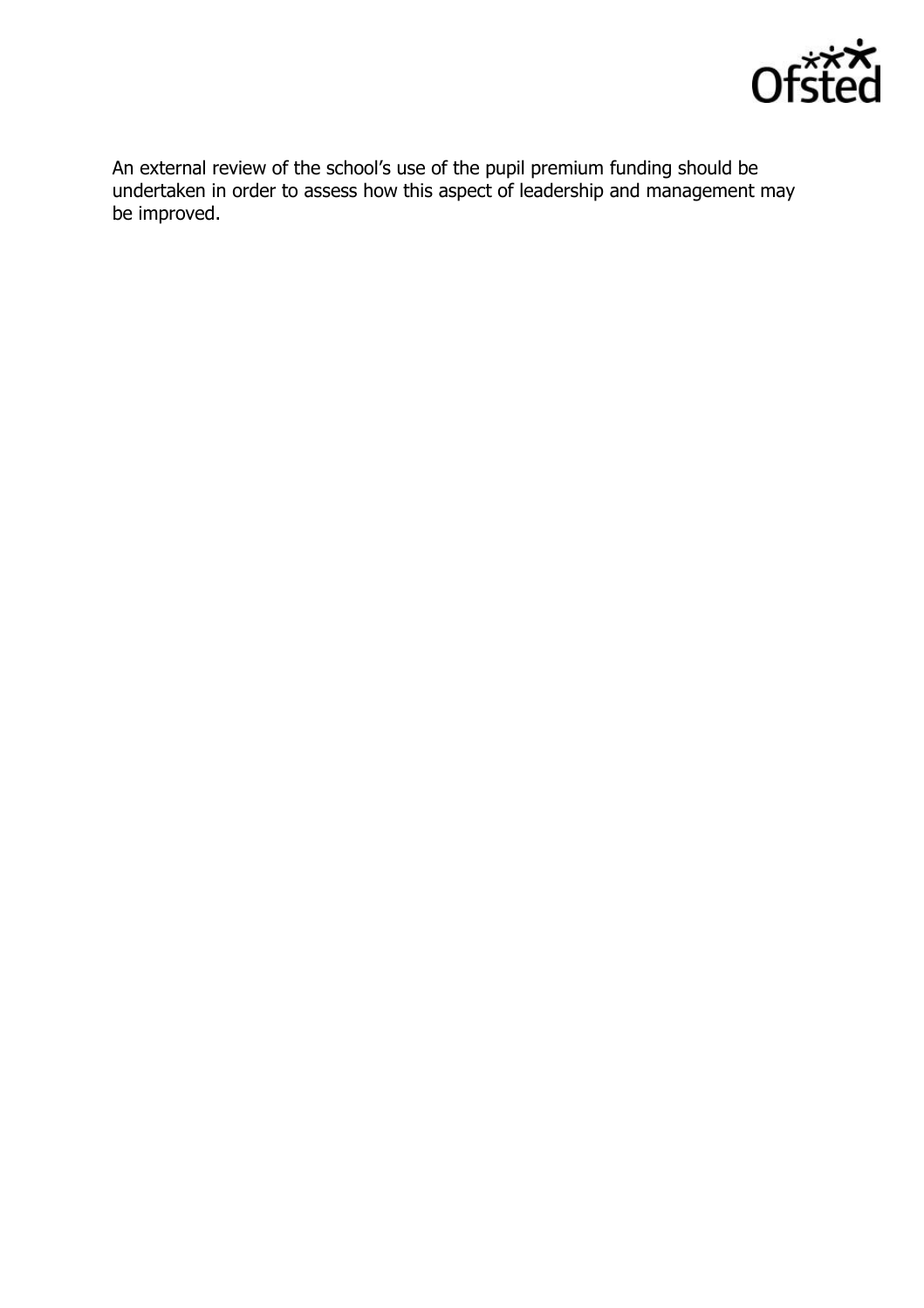An external review of the school's use of the pupil premium funding should be undertaken in order to assess how this aspect of leadership and management may be improved.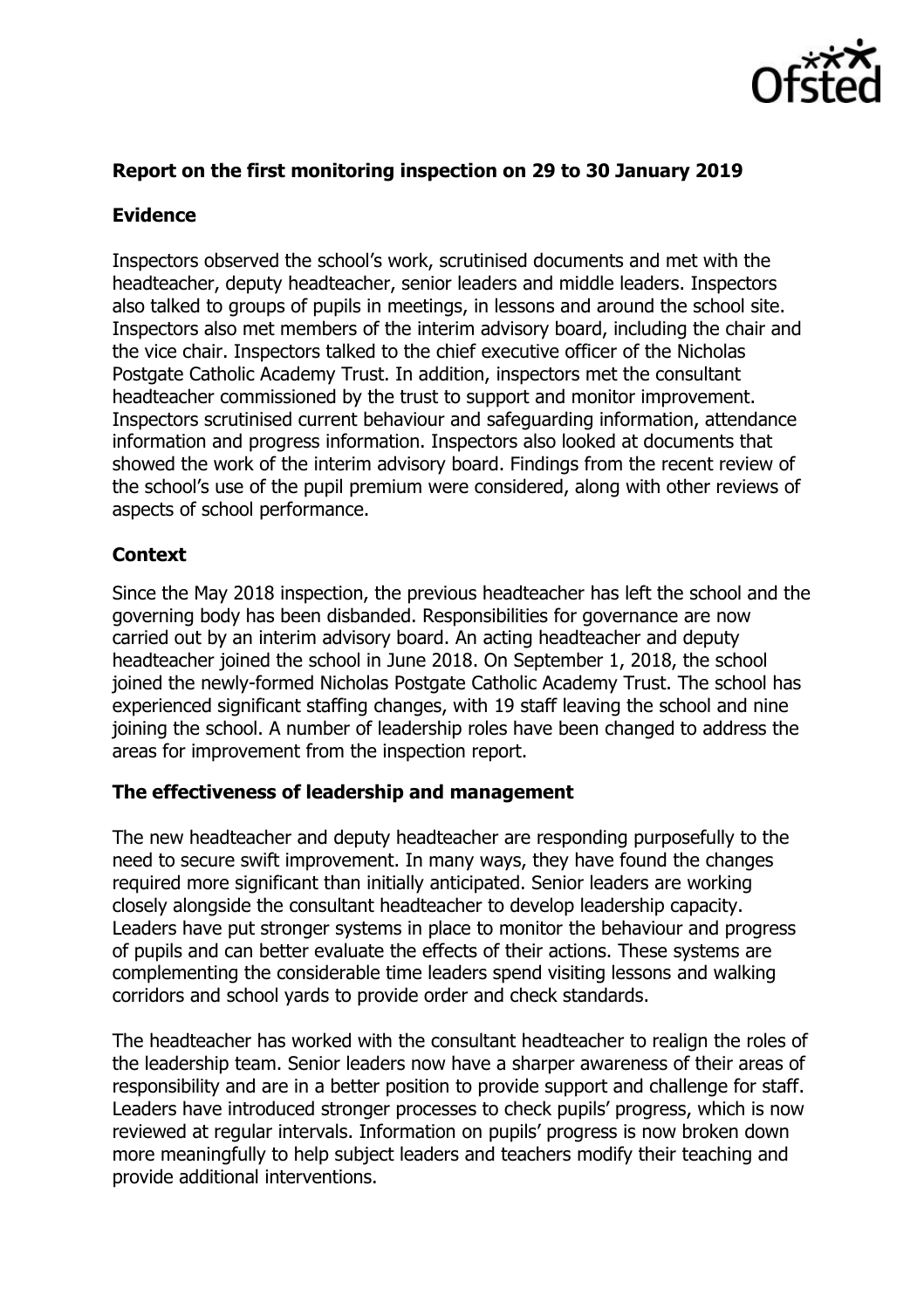**Report on the first monitoring inspection on 29 to 30 January 2019**

**Evidence**

Inspectors observed the school's work, scrutinised documents and met with the headteacher, deputy headteacher, senior leaders and middle leaders. Inspectors also talked to groups of pupils in meetings, in lessons and around the school site. Inspectors also met members of the interim advisory board, including the chair and the vice chair. Inspectors talked to the chief executive officer of the Nicholas Postgate Catholic Academy Trust. In addition, inspectors met the consultant headteacher commissioned by the trust to support and monitor improvement. Inspectors scrutinised current behaviour and safeguarding information, attendance information and progress information. Inspectors also looked at documents that showed the work of the interim advisory board. Findings from the recent review of the school's use of the pupil premium were considered, along with other reviews of aspects of school performance.

**Context**

Since the May 2018 inspection, the previous headteacher has left the school and the governing body has been disbanded. Responsibilities for governance are now carried out by an interim advisory board. An acting headteacher and deputy headteacher joined the school in June 2018. On September 1, 2018, the school joined the newly-formed Nicholas Postgate Catholic Academy Trust. The school has experienced significant staffing changes, with 19 staff leaving the school and nine joining the school. A number of leadership roles have been changed to address the areas for improvement from the inspection report.

**The effectiveness of leadership and management**

The new headteacher and deputy headteacher are responding purposefully to the need to secure swift improvement. In many ways, they have found the changes required more significant than initially anticipated. Senior leaders are working closely alongside the consultant headteacher to develop leadership capacity. Leaders have put stronger systems in place to monitor the behaviour and progress of pupils and can better evaluate the effects of their actions. These systems are complementing the considerable time leaders spend visiting lessons and walking corridors and school yards to provide order and check standards.

The headteacher has worked with the consultant headteacher to realign the roles of the leadership team. Senior leaders now have a sharper awareness of their areas of responsibility and are in a better position to provide support and challenge for staff. Leaders have introduced stronger processes to check pupils' progress, which is now reviewed at regular intervals. Information on pupils' progress is now broken down more meaningfully to help subject leaders and teachers modify their teaching and provide additional interventions.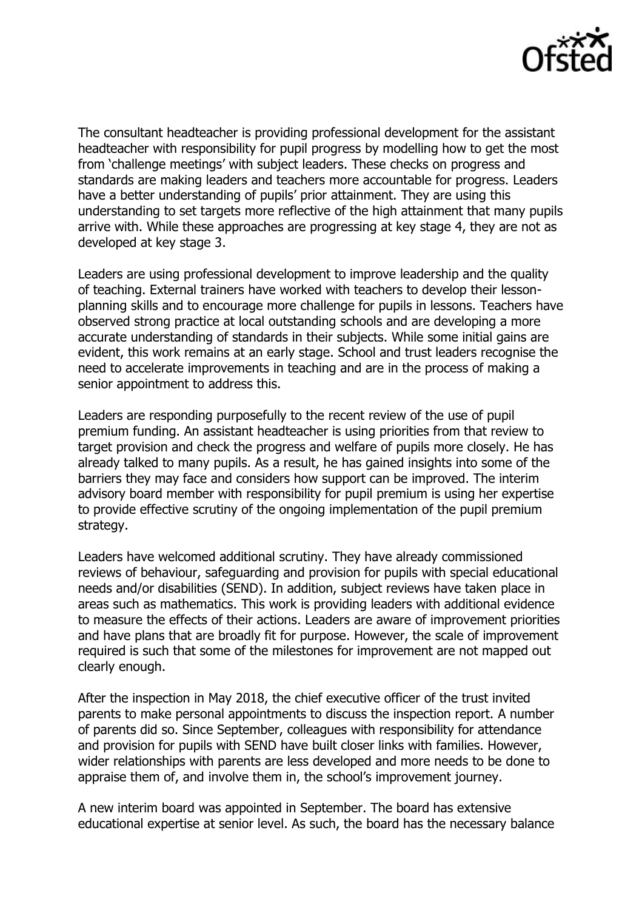The consultant headteacher is providing professional development for the assistant headteacher with responsibility for pupil progress by modelling how to get the most from 'challenge meetings' with subject leaders. These checks on progress and standards are making leaders and teachers more accountable for progress. Leaders have a better understanding of pupils' prior attainment. They are using this understanding to set targets more reflective of the high attainment that many pupils arrive with. While these approaches are progressing at key stage 4, they are not as developed at key stage 3.

Leaders are using professional development to improve leadership and the quality of teaching. External trainers have worked with teachers to develop their lesson-planning skills and to encourage more challenge for pupils in lessons. Teachers have observed strong practice at local outstanding schools and are developing a more accurate understanding of standards in their subjects. While some initial gains are evident, this work remains at an early stage. School and trust leaders recognise the need to accelerate improvements in teaching and are in the process of making a senior appointment to address this.

Leaders are responding purposefully to the recent review of the use of pupil premium funding. An assistant headteacher is using priorities from that review to target provision and check the progress and welfare of pupils more closely. He has already talked to many pupils. As a result, he has gained insights into some of the barriers they may face and considers how support can be improved. The interim advisory board member with responsibility for pupil premium is using her expertise to provide effective scrutiny of the ongoing implementation of the pupil premium strategy.

Leaders have welcomed additional scrutiny. They have already commissioned reviews of behaviour, safeguarding and provision for pupils with special educational needs and/or disabilities (SEND). In addition, subject reviews have taken place in areas such as mathematics. This work is providing leaders with additional evidence to measure the effects of their actions. Leaders are aware of improvement priorities and have plans that are broadly fit for purpose. However, the scale of improvement required is such that some of the milestones for improvement are not mapped out clearly enough.

After the inspection in May 2018, the chief executive officer of the trust invited parents to make personal appointments to discuss the inspection report. A number of parents did so. Since September, colleagues with responsibility for attendance and provision for pupils with SEND have built closer links with families. However, wider relationships with parents are less developed and more needs to be done to appraise them of, and involve them in, the school's improvement journey.

A new interim board was appointed in September. The board has extensive educational expertise at senior level. As such, the board has the necessary balance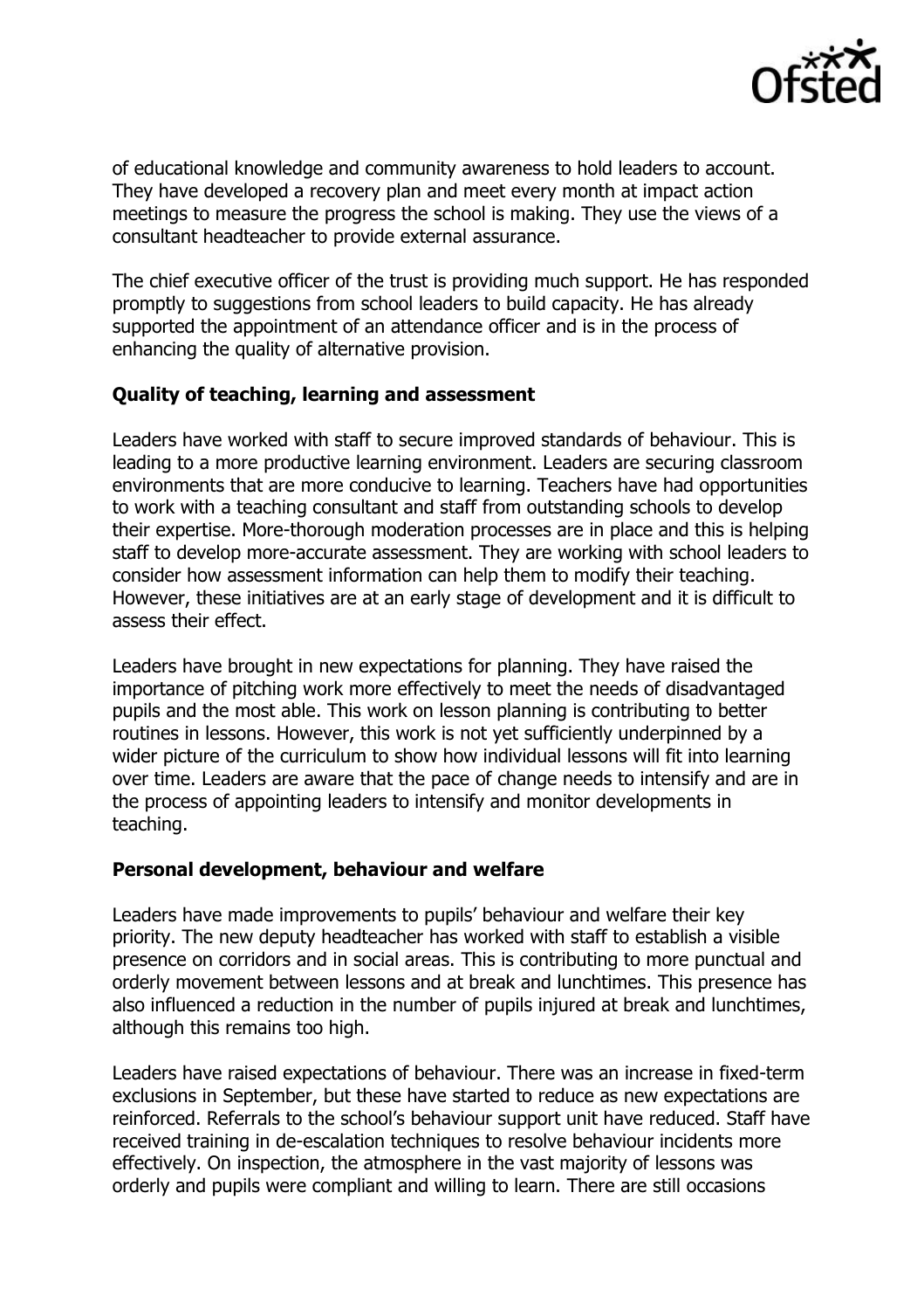of educational knowledge and community awareness to hold leaders to account. They have developed a recovery plan and meet every month at impact action meetings to measure the progress the school is making. They use the views of a consultant headteacher to provide external assurance.

The chief executive officer of the trust is providing much support. He has responded promptly to suggestions from school leaders to build capacity. He has already supported the appointment of an attendance officer and is in the process of enhancing the quality of alternative provision.

### Quality of teaching, learning and assessment

Leaders have worked with staff to secure improved standards of behaviour. This is leading to a more productive learning environment. Leaders are securing classroom environments that are more conducive to learning. Teachers have had opportunities to work with a teaching consultant and staff from outstanding schools to develop their expertise. More-thorough moderation processes are in place and this is helping staff to develop more-accurate assessment. They are working with school leaders to consider how assessment information can help them to modify their teaching. However, these initiatives are at an early stage of development and it is difficult to assess their effect.

Leaders have brought in new expectations for planning. They have raised the importance of pitching work more effectively to meet the needs of disadvantaged pupils and the most able. This work on lesson planning is contributing to better routines in lessons. However, this work is not yet sufficiently underpinned by a wider picture of the curriculum to show how individual lessons will fit into learning over time. Leaders are aware that the pace of change needs to intensify and are in the process of appointing leaders to intensify and monitor developments in teaching.

### Personal development, behaviour and welfare

Leaders have made improvements to pupils' behaviour and welfare their key priority. The new deputy headteacher has worked with staff to establish a visible presence on corridors and in social areas. This is contributing to more punctual and orderly movement between lessons and at break and lunchtimes. This presence has also influenced a reduction in the number of pupils injured at break and lunchtimes, although this remains too high.

Leaders have raised expectations of behaviour. There was an increase in fixed-term exclusions in September, but these have started to reduce as new expectations are reinforced. Referrals to the school's behaviour support unit have reduced. Staff have received training in de-escalation techniques to resolve behaviour incidents more effectively. On inspection, the atmosphere in the vast majority of lessons was orderly and pupils were compliant and willing to learn. There are still occasions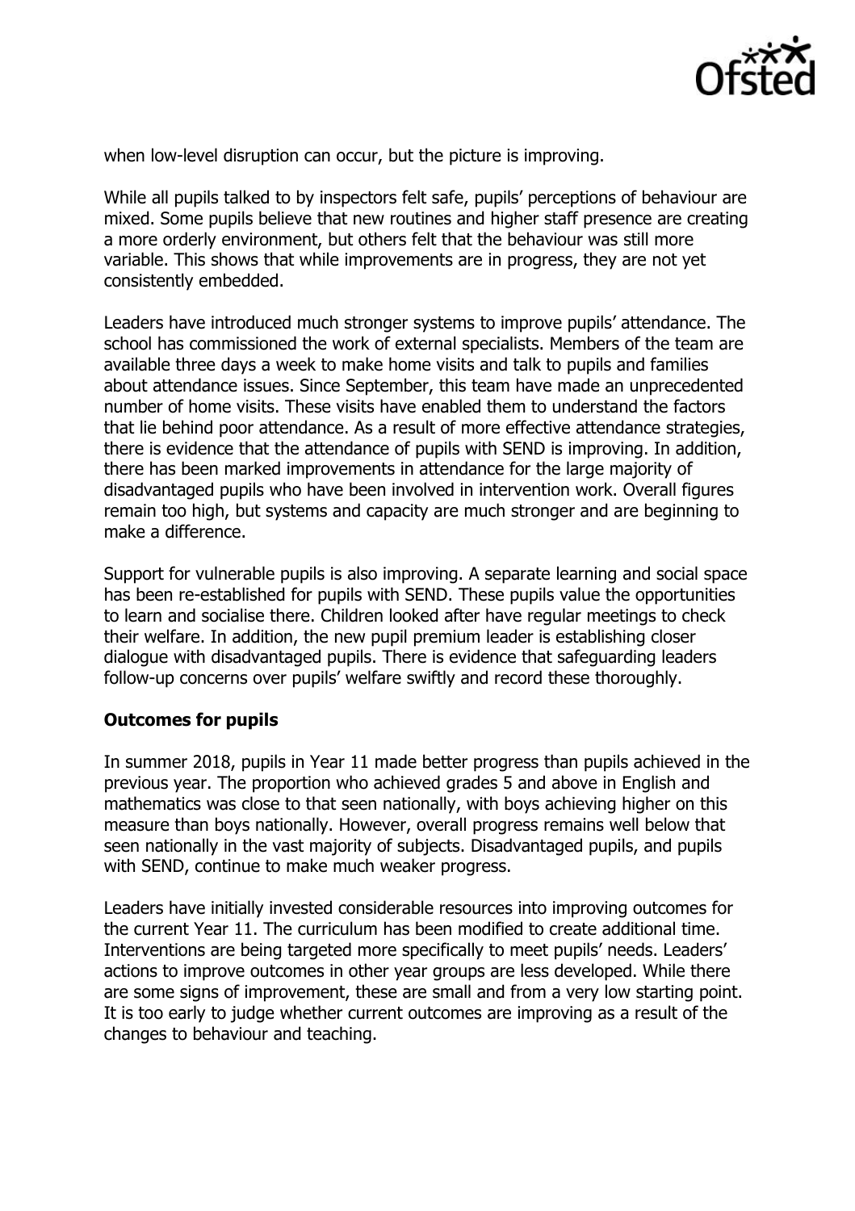when low-level disruption can occur, but the picture is improving.

While all pupils talked to by inspectors felt safe, pupils' perceptions of behaviour are mixed. Some pupils believe that new routines and higher staff presence are creating a more orderly environment, but others felt that the behaviour was still more variable. This shows that while improvements are in progress, they are not yet consistently embedded.

Leaders have introduced much stronger systems to improve pupils' attendance. The school has commissioned the work of external specialists. Members of the team are available three days a week to make home visits and talk to pupils and families about attendance issues. Since September, this team have made an unprecedented number of home visits. These visits have enabled them to understand the factors that lie behind poor attendance. As a result of more effective attendance strategies, there is evidence that the attendance of pupils with SEND is improving. In addition, there has been marked improvements in attendance for the large majority of disadvantaged pupils who have been involved in intervention work. Overall figures remain too high, but systems and capacity are much stronger and are beginning to make a difference.

Support for vulnerable pupils is also improving. A separate learning and social space has been re-established for pupils with SEND. These pupils value the opportunities to learn and socialise there. Children looked after have regular meetings to check their welfare. In addition, the new pupil premium leader is establishing closer dialogue with disadvantaged pupils. There is evidence that safeguarding leaders follow-up concerns over pupils' welfare swiftly and record these thoroughly.

**Outcomes for pupils**

In summer 2018, pupils in Year 11 made better progress than pupils achieved in the previous year. The proportion who achieved grades 5 and above in English and mathematics was close to that seen nationally, with boys achieving higher on this measure than boys nationally. However, overall progress remains well below that seen nationally in the vast majority of subjects. Disadvantaged pupils, and pupils with SEND, continue to make much weaker progress.

Leaders have initially invested considerable resources into improving outcomes for the current Year 11. The curriculum has been modified to create additional time. Interventions are being targeted more specifically to meet pupils' needs. Leaders' actions to improve outcomes in other year groups are less developed. While there are some signs of improvement, these are small and from a very low starting point. It is too early to judge whether current outcomes are improving as a result of the changes to behaviour and teaching.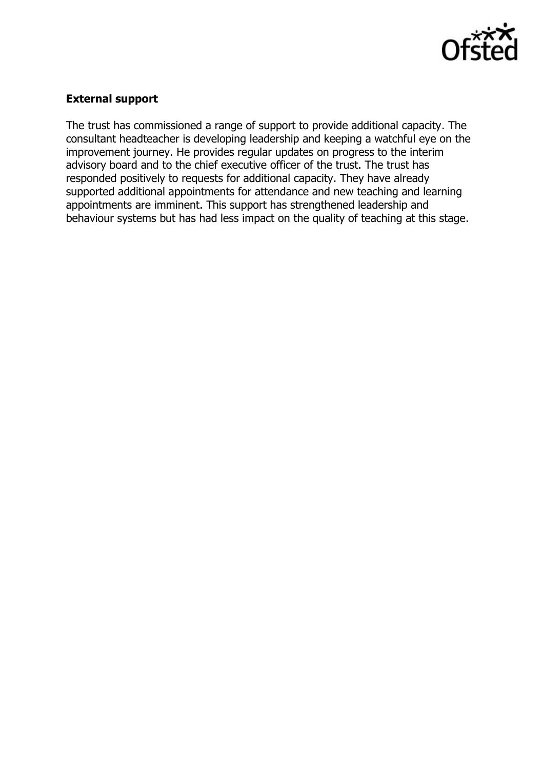### External support

The trust has commissioned a range of support to provide additional capacity. The consultant headteacher is developing leadership and keeping a watchful eye on the improvement journey. He provides regular updates on progress to the interim advisory board and to the chief executive officer of the trust. The trust has responded positively to requests for additional capacity. They have already supported additional appointments for attendance and new teaching and learning appointments are imminent. This support has strengthened leadership and behaviour systems but has had less impact on the quality of teaching at this stage.